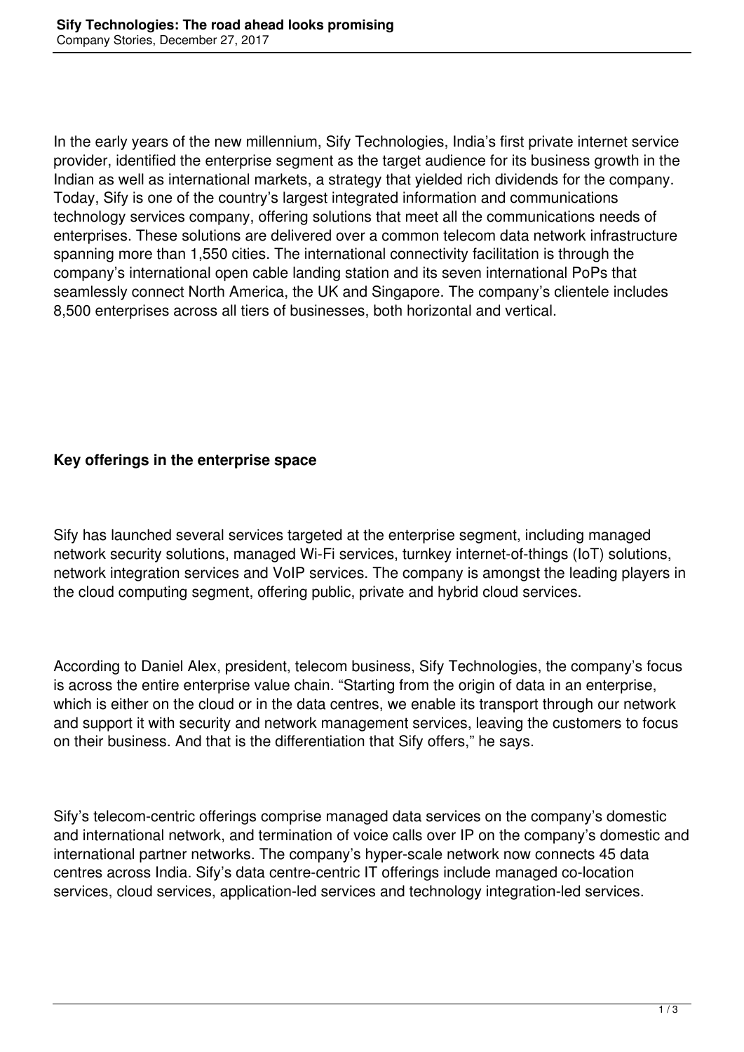# Sify Technologies: The road ahead looks promising

Company Stories, December 27, 2017

In the early years of the new millennium, Sify Technologies, India's first private internet service provider, identified the enterprise segment as the target audience for its business growth in the Indian as well as international markets, a strategy that yielded rich dividends for the company. Today, Sify is one of the country's largest integrated information and communications technology services company, offering solutions that meet all the communications needs of enterprises. These solutions are delivered over a common telecom data network infrastructure spanning more than 1,550 cities. The international connectivity facilitation is through the company's international open cable landing station and its seven international PoPs that seamlessly connect North America, the UK and Singapore. The company's clientele includes 8,500 enterprises across all tiers of businesses, both horizontal and vertical.

## Key offerings in the enterprise space

Sify has launched several services targeted at the enterprise segment, including managed network security solutions, managed Wi-Fi services, turnkey internet-of-things (IoT) solutions, network integration services and VoIP services. The company is amongst the leading players in the cloud computing segment, offering public, private and hybrid cloud services.

According to Daniel Alex, president, telecom business, Sify Technologies, the company's focus is across the entire enterprise value chain. "Starting from the origin of data in an enterprise, which is either on the cloud or in the data centres, we enable its transport through our network and support it with security and network management services, leaving the customers to focus on their business. And that is the differentiation that Sify offers," he says.

Sify's telecom-centric offerings comprise managed data services on the company's domestic and international network, and termination of voice calls over IP on the company's domestic and international partner networks. The company's hyper-scale network now connects 45 data centres across India. Sify's data centre-centric IT offerings include managed co-location services, cloud services, application-led services and technology integration-led services.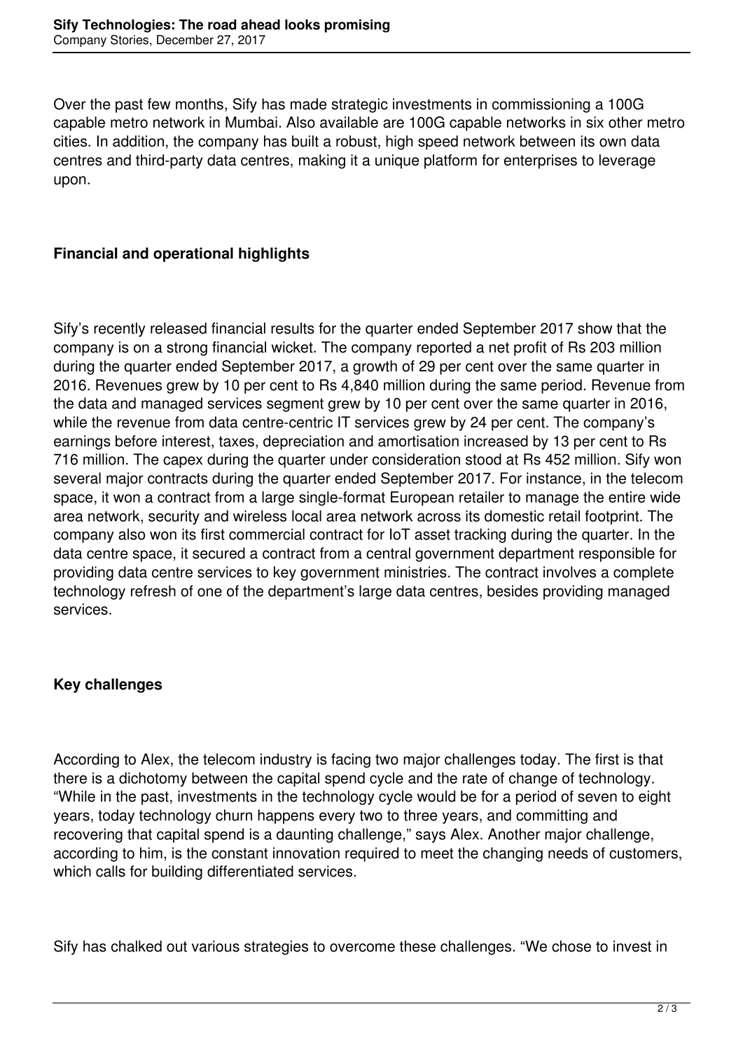Over the past few months, Sify has made strategic investments in commissioning a 100G capable metro network in Mumbai. Also available are 100G capable networks in six other metro cities. In addition, the company has built a robust, high speed network between its own data centres and third-party data centres, making it a unique platform for enterprises to leverage upon.

## Financial and operational highlights

Sify's recently released financial results for the quarter ended September 2017 show that the company is on a strong financial wicket. The company reported a net profit of Rs 203 million during the quarter ended September 2017, a growth of 29 per cent over the same quarter in 2016. Revenues grew by 10 per cent to Rs 4,840 million during the same period. Revenue from the data and managed services segment grew by 10 per cent over the same quarter in 2016, while the revenue from data centre-centric IT services grew by 24 per cent. The company's earnings before interest, taxes, depreciation and amortisation increased by 13 per cent to Rs 716 million. The capex during the quarter under consideration stood at Rs 452 million. Sify won several major contracts during the quarter ended September 2017. For instance, in the telecom space, it won a contract from a large single-format European retailer to manage the entire wide area network, security and wireless local area network across its domestic retail footprint. The company also won its first commercial contract for IoT asset tracking during the quarter. In the data centre space, it secured a contract from a central government department responsible for providing data centre services to key government ministries. The contract involves a complete technology refresh of one of the department's large data centres, besides providing managed services.

## Key challenges

According to Alex, the telecom industry is facing two major challenges today. The first is that there is a dichotomy between the capital spend cycle and the rate of change of technology. "While in the past, investments in the technology cycle would be for a period of seven to eight years, today technology churn happens every two to three years, and committing and recovering that capital spend is a daunting challenge," says Alex. Another major challenge, according to him, is the constant innovation required to meet the changing needs of customers, which calls for building differentiated services.

Sify has chalked out various strategies to overcome these challenges. "We chose to invest in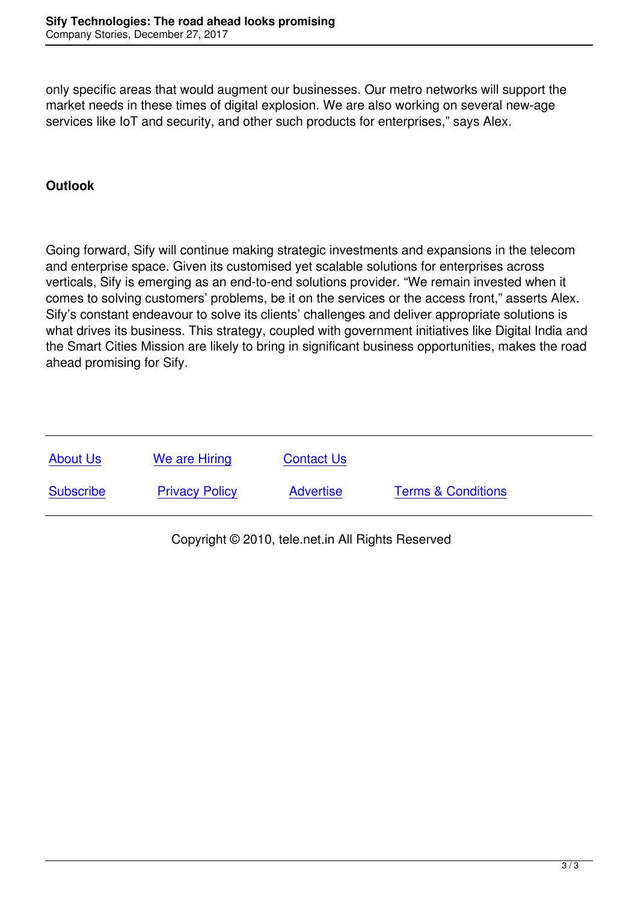only specific areas that would augment our businesses. Our metro networks will support the market needs in these times of digital explosion. We are also working on several new-age services like IoT and security, and other such products for enterprises," says Alex.

**Outlook**

Going forward, Sify will continue making strategic investments and expansions in the telecom and enterprise space. Given its customised yet scalable solutions for enterprises across verticals, Sify is emerging as an end-to-end solutions provider. "We remain invested when it comes to solving customers' problems, be it on the services or the access front," asserts Alex. Sify's constant endeavour to solve its clients' challenges and deliver appropriate solutions is what drives its business. This strategy, coupled with government initiatives like Digital India and the Smart Cities Mission are likely to bring in significant business opportunities, makes the road ahead promising for Sify.

| | | | |
|---|---|---|---|
| About Us | We are Hiring | Contact Us | |
| Subscribe | Privacy Policy | Advertise | Terms & Conditions |

Copyright © 2010, tele.net.in All Rights Reserved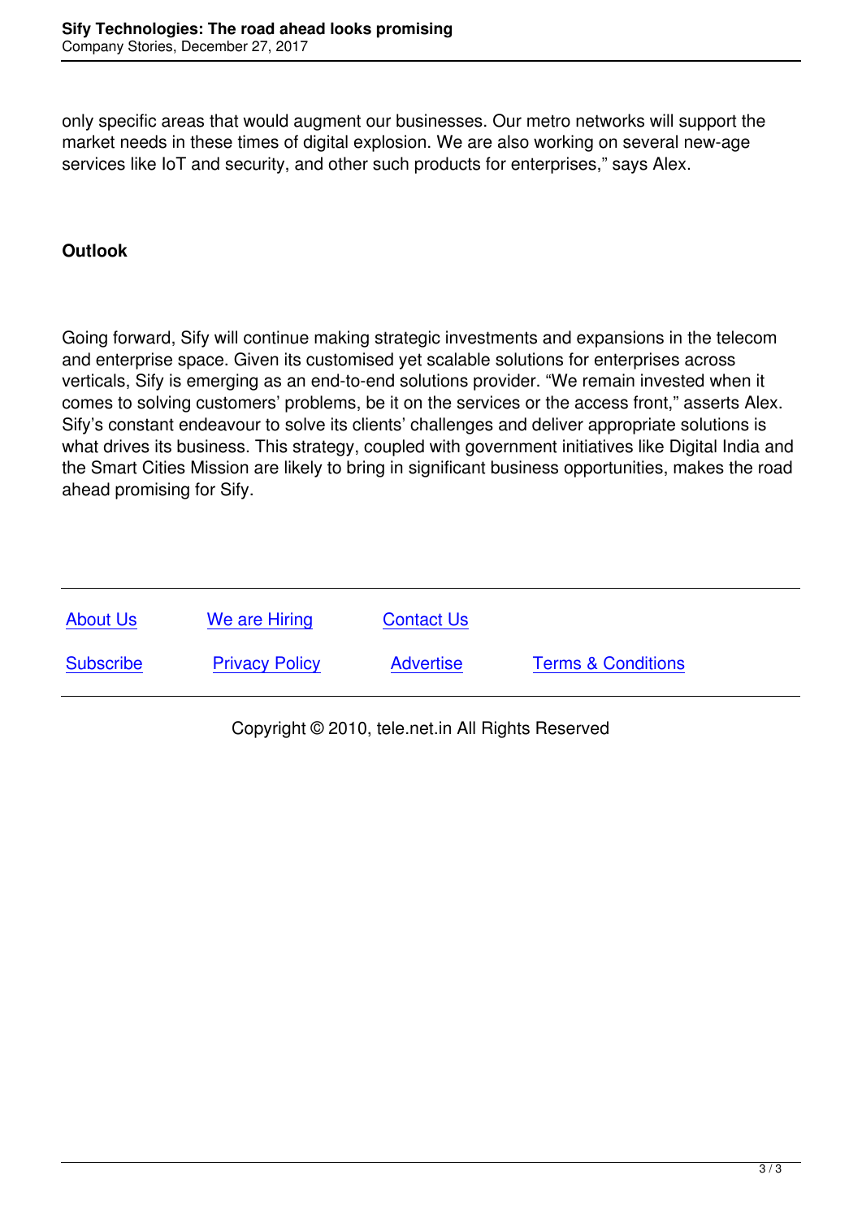only specific areas that would augment our businesses. Our metro networks will support the market needs in these times of digital explosion. We are also working on several new-age services like IoT and security, and other such products for enterprises," says Alex.

**Outlook**

Going forward, Sify will continue making strategic investments and expansions in the telecom and enterprise space. Given its customised yet scalable solutions for enterprises across verticals, Sify is emerging as an end-to-end solutions provider. "We remain invested when it comes to solving customers' problems, be it on the services or the access front," asserts Alex. Sify's constant endeavour to solve its clients' challenges and deliver appropriate solutions is what drives its business. This strategy, coupled with government initiatives like Digital India and the Smart Cities Mission are likely to bring in significant business opportunities, makes the road ahead promising for Sify.

| | | | |
|---|---|---|---|
| About Us | We are Hiring | Contact Us | |
| Subscribe | Privacy Policy | Advertise | Terms & Conditions |

Copyright © 2010, tele.net.in All Rights Reserved